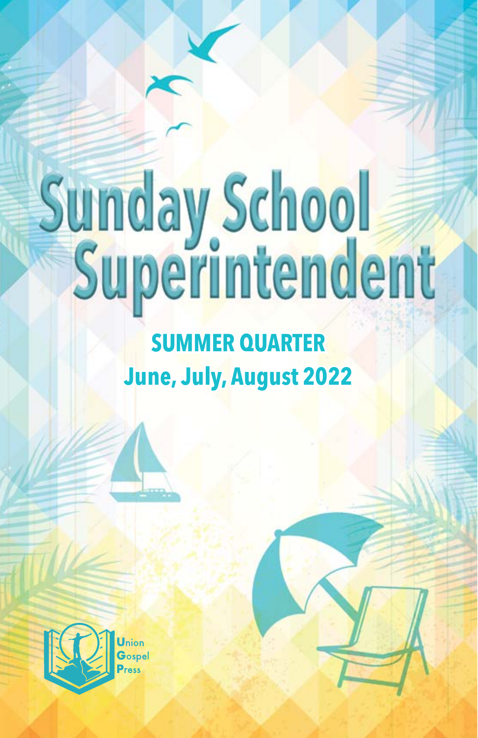# Sunday School Superintendent

## SUMMER QUARTER

## June, July, August 2022

Union Gospel Press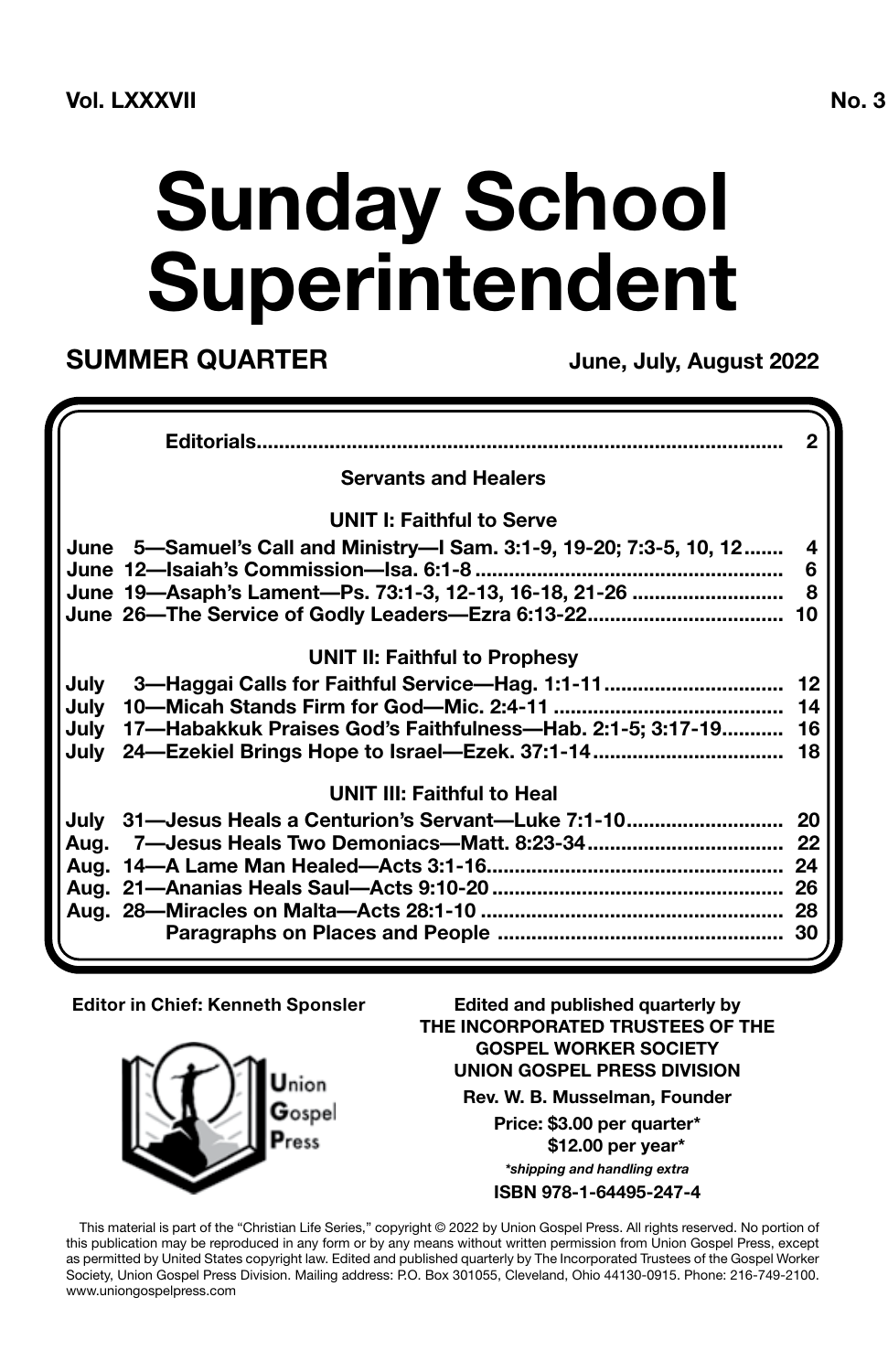**Vol. LXXXVII** **No. 3**

# Sunday School Superintendent

**SUMMER QUARTER** **June, July, August 2022**

| | | |
|---|---|---|
| | **Editorials** | **2** |
| | **Servants and Healers** | |
| | **UNIT I: Faithful to Serve** | |
| **June** | **5—Samuel's Call and Ministry—I Sam. 3:1-9, 19-20; 7:3-5, 10, 12** | **4** |
| **June** | **12—Isaiah's Commission—Isa. 6:1-8** | **6** |
| **June** | **19—Asaph's Lament—Ps. 73:1-3, 12-13, 16-18, 21-26** | **8** |
| **June** | **26—The Service of Godly Leaders—Ezra 6:13-22** | **10** |
| | **UNIT II: Faithful to Prophesy** | |
| **July** | **3—Haggai Calls for Faithful Service—Hag. 1:1-11** | **12** |
| **July** | **10—Micah Stands Firm for God—Mic. 2:4-11** | **14** |
| **July** | **17—Habakkuk Praises God's Faithfulness—Hab. 2:1-5; 3:17-19** | **16** |
| **July** | **24—Ezekiel Brings Hope to Israel—Ezek. 37:1-14** | **18** |
| | **UNIT III: Faithful to Heal** | |
| **July** | **31—Jesus Heals a Centurion's Servant—Luke 7:1-10** | **20** |
| **Aug.** | **7—Jesus Heals Two Demoniacs—Matt. 8:23-34** | **22** |
| **Aug.** | **14—A Lame Man Healed—Acts 3:1-16** | **24** |
| **Aug.** | **21—Ananias Heals Saul—Acts 9:10-20** | **26** |
| **Aug.** | **28—Miracles on Malta—Acts 28:1-10** | **28** |
| | **Paragraphs on Places and People** | **30** |

**Editor in Chief: Kenneth Sponsler**

Union Gospel Press

**Edited and published quarterly by**
**THE INCORPORATED TRUSTEES OF THE GOSPEL WORKER SOCIETY**
**UNION GOSPEL PRESS DIVISION**

**Rev. W. B. Musselman, Founder**

**Price: $3.00 per quarter***
**$12.00 per year***

***shipping and handling extra***

**ISBN 978-1-64495-247-4**

This material is part of the "Christian Life Series," copyright © 2022 by Union Gospel Press. All rights reserved. No portion of this publication may be reproduced in any form or by any means without written permission from Union Gospel Press, except as permitted by United States copyright law. Edited and published quarterly by The Incorporated Trustees of the Gospel Worker Society, Union Gospel Press Division. Mailing address: P.O. Box 301055, Cleveland, Ohio 44130-0915. Phone: 216-749-2100. www.uniongospelpress.com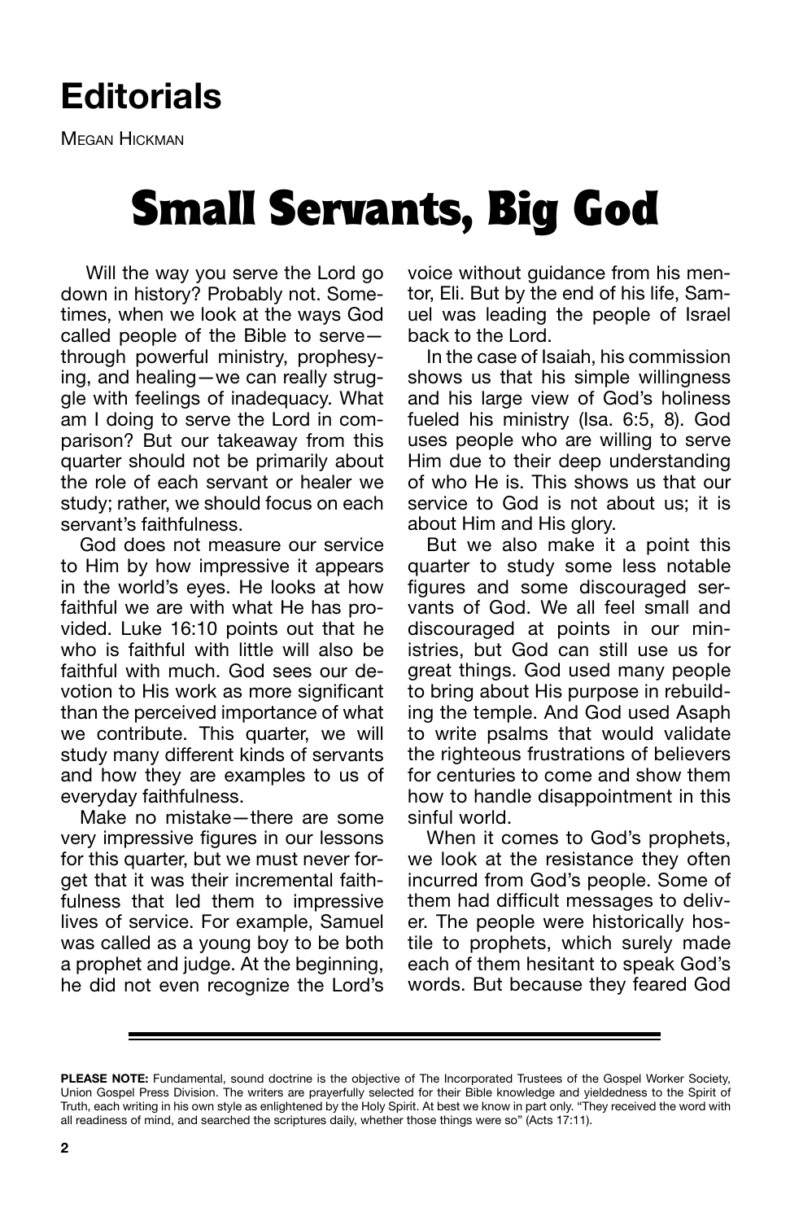# Editorials

Megan Hickman

# Small Servants, Big God

Will the way you serve the Lord go down in history? Probably not. Sometimes, when we look at the ways God called people of the Bible to serve—through powerful ministry, prophesying, and healing—we can really struggle with feelings of inadequacy. What am I doing to serve the Lord in comparison? But our takeaway from this quarter should not be primarily about the role of each servant or healer we study; rather, we should focus on each servant's faithfulness.

God does not measure our service to Him by how impressive it appears in the world's eyes. He looks at how faithful we are with what He has provided. Luke 16:10 points out that he who is faithful with little will also be faithful with much. God sees our devotion to His work as more significant than the perceived importance of what we contribute. This quarter, we will study many different kinds of servants and how they are examples to us of everyday faithfulness.

Make no mistake—there are some very impressive figures in our lessons for this quarter, but we must never forget that it was their incremental faithfulness that led them to impressive lives of service. For example, Samuel was called as a young boy to be both a prophet and judge. At the beginning, he did not even recognize the Lord's voice without guidance from his mentor, Eli. But by the end of his life, Samuel was leading the people of Israel back to the Lord.

In the case of Isaiah, his commission shows us that his simple willingness and his large view of God's holiness fueled his ministry (Isa. 6:5, 8). God uses people who are willing to serve Him due to their deep understanding of who He is. This shows us that our service to God is not about us; it is about Him and His glory.

But we also make it a point this quarter to study some less notable figures and some discouraged servants of God. We all feel small and discouraged at points in our ministries, but God can still use us for great things. God used many people to bring about His purpose in rebuilding the temple. And God used Asaph to write psalms that would validate the righteous frustrations of believers for centuries to come and show them how to handle disappointment in this sinful world.

When it comes to God's prophets, we look at the resistance they often incurred from God's people. Some of them had difficult messages to deliver. The people were historically hostile to prophets, which surely made each of them hesitant to speak God's words. But because they feared God

---

**PLEASE NOTE:** Fundamental, sound doctrine is the objective of The Incorporated Trustees of the Gospel Worker Society, Union Gospel Press Division. The writers are prayerfully selected for their Bible knowledge and yieldedness to the Spirit of Truth, each writing in his own style as enlightened by the Holy Spirit. At best we know in part only. "They received the word with all readiness of mind, and searched the scriptures daily, whether those things were so" (Acts 17:11).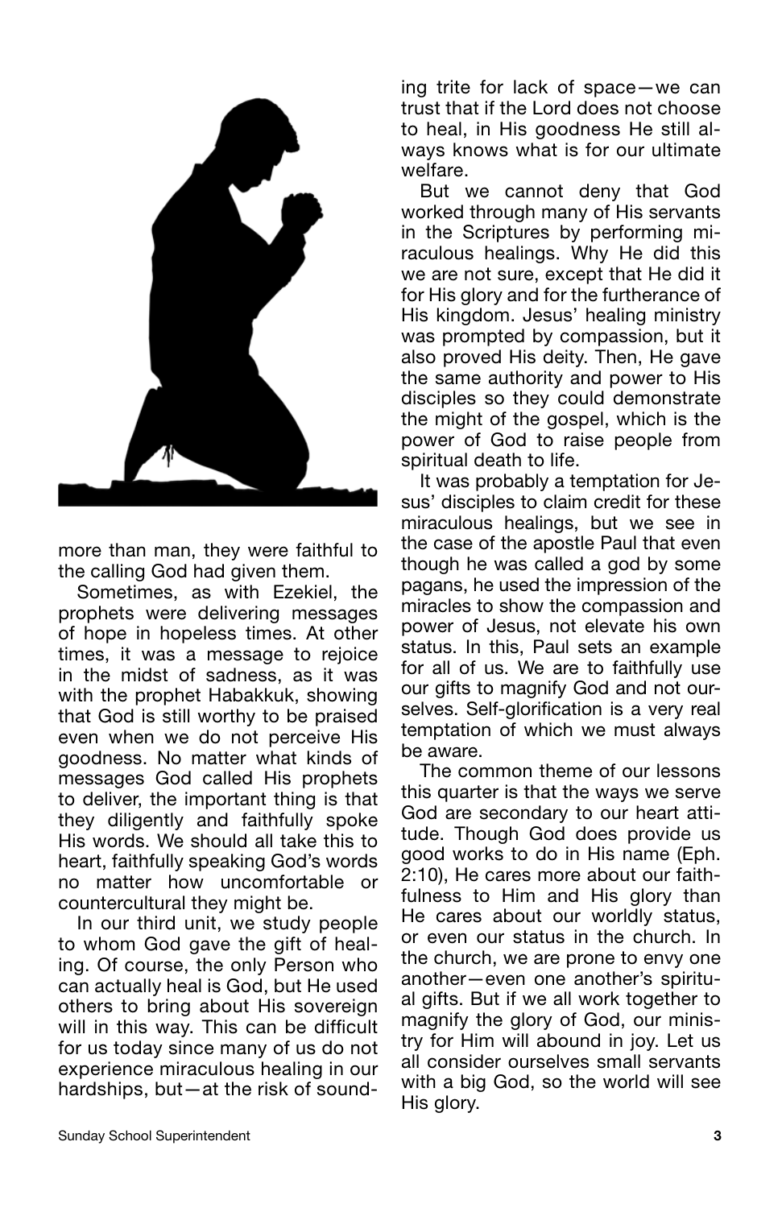more than man, they were faithful to the calling God had given them.

Sometimes, as with Ezekiel, the prophets were delivering messages of hope in hopeless times. At other times, it was a message to rejoice in the midst of sadness, as it was with the prophet Habakkuk, showing that God is still worthy to be praised even when we do not perceive His goodness. No matter what kinds of messages God called His prophets to deliver, the important thing is that they diligently and faithfully spoke His words. We should all take this to heart, faithfully speaking God's words no matter how uncomfortable or countercultural they might be.

In our third unit, we study people to whom God gave the gift of healing. Of course, the only Person who can actually heal is God, but He used others to bring about His sovereign will in this way. This can be difficult for us today since many of us do not experience miraculous healing in our hardships, but—at the risk of sounding trite for lack of space—we can trust that if the Lord does not choose to heal, in His goodness He still always knows what is for our ultimate welfare.

But we cannot deny that God worked through many of His servants in the Scriptures by performing miraculous healings. Why He did this we are not sure, except that He did it for His glory and for the furtherance of His kingdom. Jesus' healing ministry was prompted by compassion, but it also proved His deity. Then, He gave the same authority and power to His disciples so they could demonstrate the might of the gospel, which is the power of God to raise people from spiritual death to life.

It was probably a temptation for Jesus' disciples to claim credit for these miraculous healings, but we see in the case of the apostle Paul that even though he was called a god by some pagans, he used the impression of the miracles to show the compassion and power of Jesus, not elevate his own status. In this, Paul sets an example for all of us. We are to faithfully use our gifts to magnify God and not ourselves. Self-glorification is a very real temptation of which we must always be aware.

The common theme of our lessons this quarter is that the ways we serve God are secondary to our heart attitude. Though God does provide us good works to do in His name (Eph. 2:10), He cares more about our faithfulness to Him and His glory than He cares about our worldly status, or even our status in the church. In the church, we are prone to envy one another—even one another's spiritual gifts. But if we all work together to magnify the glory of God, our ministry for Him will abound in joy. Let us all consider ourselves small servants with a big God, so the world will see His glory.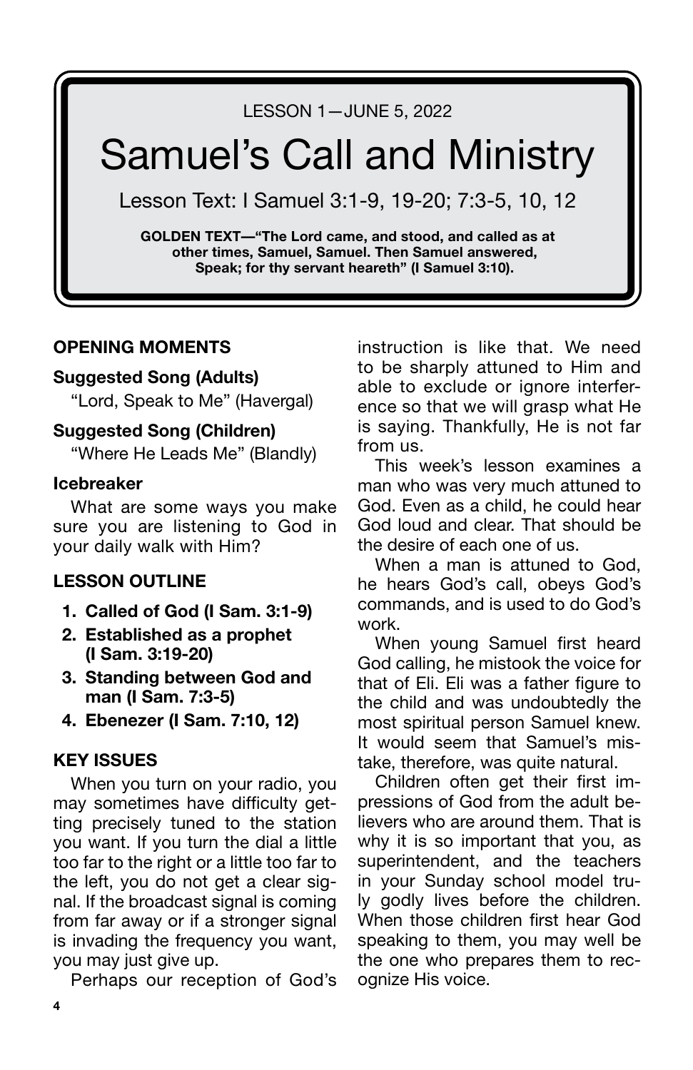LESSON 1—JUNE 5, 2022

# Samuel's Call and Ministry

Lesson Text: I Samuel 3:1-9, 19-20; 7:3-5, 10, 12

**GOLDEN TEXT—"The Lord came, and stood, and called as at other times, Samuel, Samuel. Then Samuel answered, Speak; for thy servant heareth" (I Samuel 3:10).**

## OPENING MOMENTS

### Suggested Song (Adults)

"Lord, Speak to Me" (Havergal)

### Suggested Song (Children)

"Where He Leads Me" (Blandly)

### Icebreaker

What are some ways you make sure you are listening to God in your daily walk with Him?

## LESSON OUTLINE

1. **Called of God (I Sam. 3:1-9)**
2. **Established as a prophet (I Sam. 3:19-20)**
3. **Standing between God and man (I Sam. 7:3-5)**
4. **Ebenezer (I Sam. 7:10, 12)**

## KEY ISSUES

When you turn on your radio, you may sometimes have difficulty getting precisely tuned to the station you want. If you turn the dial a little too far to the right or a little too far to the left, you do not get a clear signal. If the broadcast signal is coming from far away or if a stronger signal is invading the frequency you want, you may just give up.

Perhaps our reception of God's instruction is like that. We need to be sharply attuned to Him and able to exclude or ignore interference so that we will grasp what He is saying. Thankfully, He is not far from us.

This week's lesson examines a man who was very much attuned to God. Even as a child, he could hear God loud and clear. That should be the desire of each one of us.

When a man is attuned to God, he hears God's call, obeys God's commands, and is used to do God's work.

When young Samuel first heard God calling, he mistook the voice for that of Eli. Eli was a father figure to the child and was undoubtedly the most spiritual person Samuel knew. It would seem that Samuel's mistake, therefore, was quite natural.

Children often get their first impressions of God from the adult believers who are around them. That is why it is so important that you, as superintendent, and the teachers in your Sunday school model truly godly lives before the children. When those children first hear God speaking to them, you may well be the one who prepares them to recognize His voice.